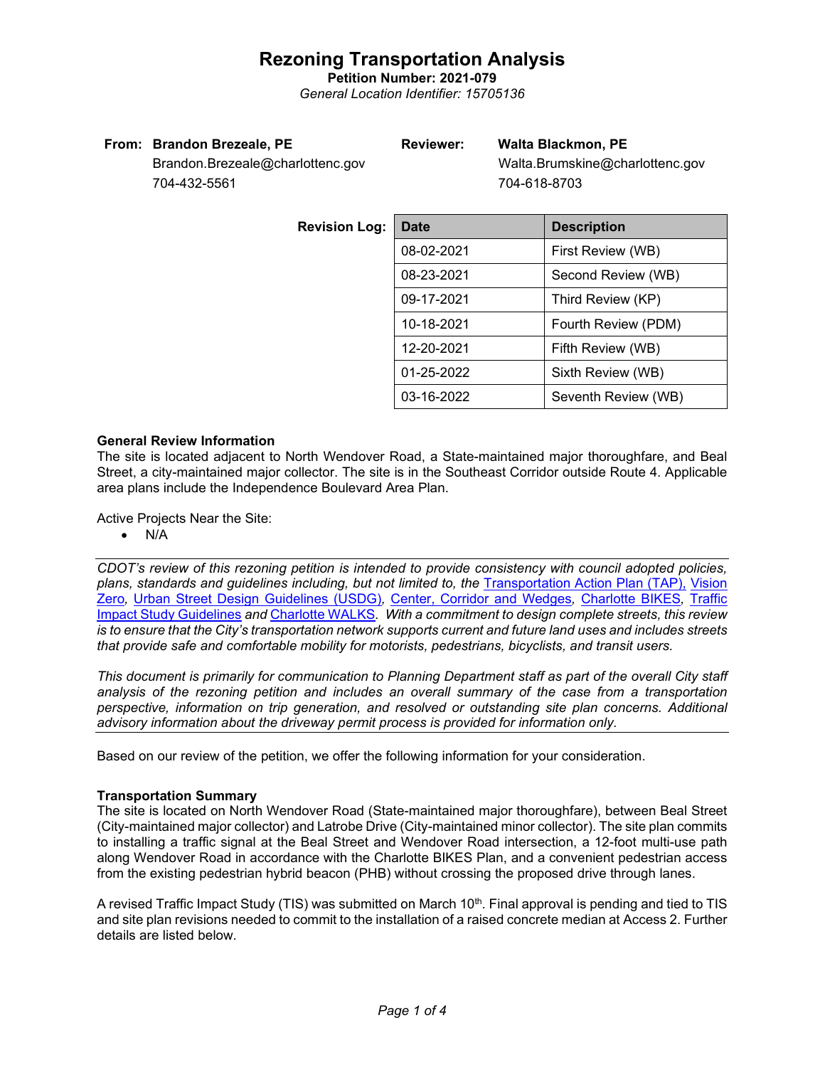# Rezoning Transportation Analysis

**Petition Number: 2021-079**

*General Location Identifier: 15705136*

**From: Brandon Brezeale, PE**
Brandon.Brezeale@charlottenc.gov
704-432-5561

**Reviewer: Walta Blackmon, PE**
Walta.Brumskine@charlottenc.gov
704-618-8703

**Revision Log:**

| Date | Description |
|---|---|
| 08-02-2021 | First Review (WB) |
| 08-23-2021 | Second Review (WB) |
| 09-17-2021 | Third Review (KP) |
| 10-18-2021 | Fourth Review (PDM) |
| 12-20-2021 | Fifth Review (WB) |
| 01-25-2022 | Sixth Review (WB) |
| 03-16-2022 | Seventh Review (WB) |

**General Review Information**

The site is located adjacent to North Wendover Road, a State-maintained major thoroughfare, and Beal Street, a city-maintained major collector. The site is in the Southeast Corridor outside Route 4. Applicable area plans include the Independence Boulevard Area Plan.

Active Projects Near the Site:

- N/A

*CDOT's review of this rezoning petition is intended to provide consistency with council adopted policies, plans, standards and guidelines including, but not limited to, the* Transportation Action Plan (TAP), Vision Zero*,* Urban Street Design Guidelines (USDG)*,* Center, Corridor and Wedges*,* Charlotte BIKES*,* Traffic Impact Study Guidelines *and* Charlotte WALKS*. With a commitment to design complete streets, this review is to ensure that the City's transportation network supports current and future land uses and includes streets that provide safe and comfortable mobility for motorists, pedestrians, bicyclists, and transit users.*

*This document is primarily for communication to Planning Department staff as part of the overall City staff analysis of the rezoning petition and includes an overall summary of the case from a transportation perspective, information on trip generation, and resolved or outstanding site plan concerns. Additional advisory information about the driveway permit process is provided for information only.*

Based on our review of the petition, we offer the following information for your consideration.

**Transportation Summary**

The site is located on North Wendover Road (State-maintained major thoroughfare), between Beal Street (City-maintained major collector) and Latrobe Drive (City-maintained minor collector). The site plan commits to installing a traffic signal at the Beal Street and Wendover Road intersection, a 12-foot multi-use path along Wendover Road in accordance with the Charlotte BIKES Plan, and a convenient pedestrian access from the existing pedestrian hybrid beacon (PHB) without crossing the proposed drive through lanes.

A revised Traffic Impact Study (TIS) was submitted on March 10th. Final approval is pending and tied to TIS and site plan revisions needed to commit to the installation of a raised concrete median at Access 2. Further details are listed below.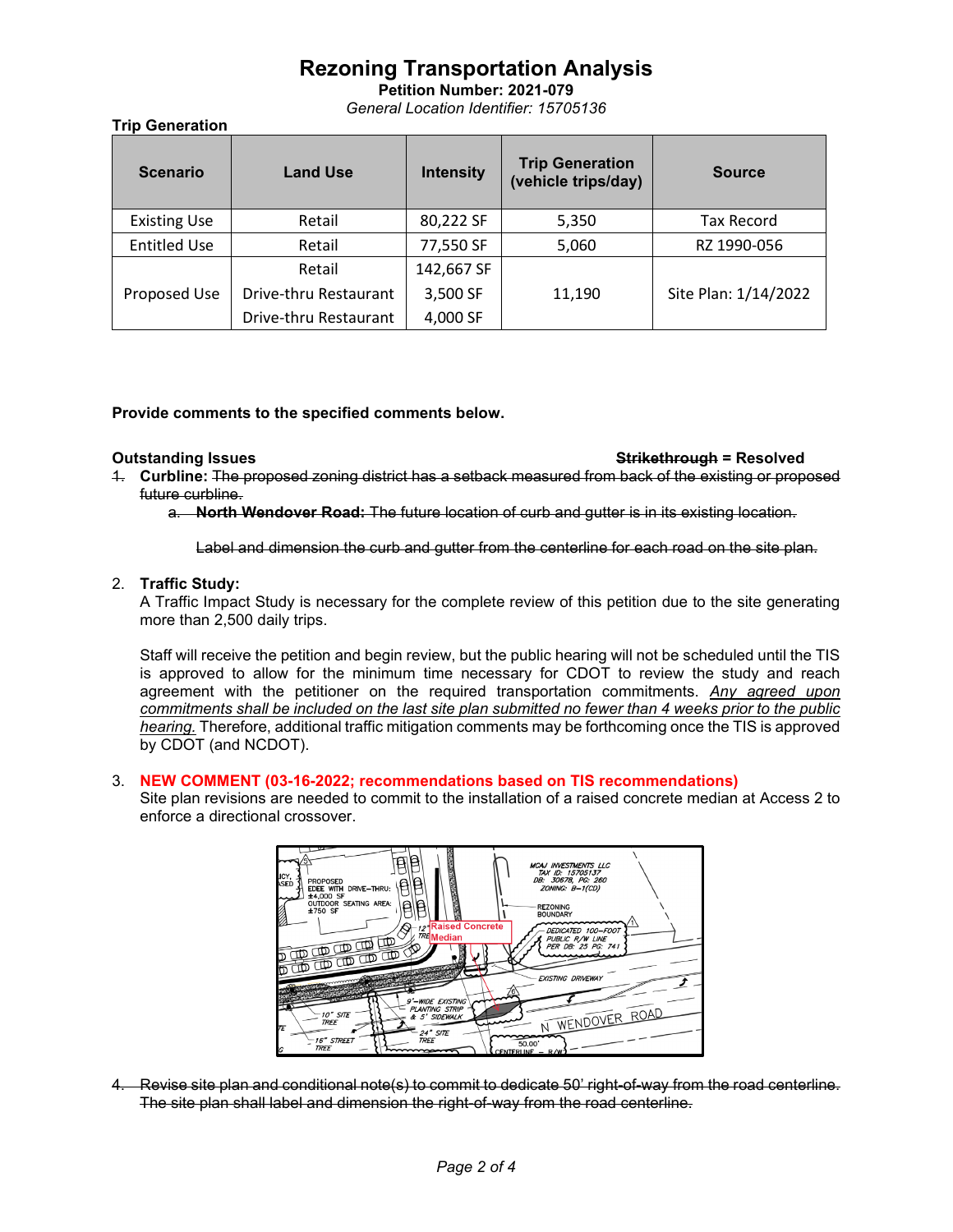# Rezoning Transportation Analysis

**Petition Number: 2021-079**

*General Location Identifier: 15705136*

**Trip Generation**

| Scenario | Land Use | Intensity | Trip Generation (vehicle trips/day) | Source |
|---|---|---|---|---|
| Existing Use | Retail | 80,222 SF | 5,350 | Tax Record |
| Entitled Use | Retail | 77,550 SF | 5,060 | RZ 1990-056 |
| Proposed Use | Retail | 142,667 SF | 11,190 | Site Plan: 1/14/2022 |
| | Drive-thru Restaurant | 3,500 SF | | |
| | Drive-thru Restaurant | 4,000 SF | | |

**Provide comments to the specified comments below.**

**Outstanding Issues** ~~**Strikethrough**~~ **= Resolved**

1. ~~**Curbline:** The proposed zoning district has a setback measured from back of the existing or proposed future curbline.~~
   a. ~~**North Wendover Road:** The future location of curb and gutter is in its existing location.~~

   ~~Label and dimension the curb and gutter from the centerline for each road on the site plan.~~

2. **Traffic Study:**
   A Traffic Impact Study is necessary for the complete review of this petition due to the site generating more than 2,500 daily trips.

   Staff will receive the petition and begin review, but the public hearing will not be scheduled until the TIS is approved to allow for the minimum time necessary for CDOT to review the study and reach agreement with the petitioner on the required transportation commitments. *Any agreed upon commitments shall be included on the last site plan submitted no fewer than 4 weeks prior to the public hearing.* Therefore, additional traffic mitigation comments may be forthcoming once the TIS is approved by CDOT (and NCDOT).

3. **NEW COMMENT (03-16-2022; recommendations based on TIS recommendations)**
   Site plan revisions are needed to commit to the installation of a raised concrete median at Access 2 to enforce a directional crossover.

4. ~~Revise site plan and conditional note(s) to commit to dedicate 50' right-of-way from the road centerline. The site plan shall label and dimension the right-of-way from the road centerline.~~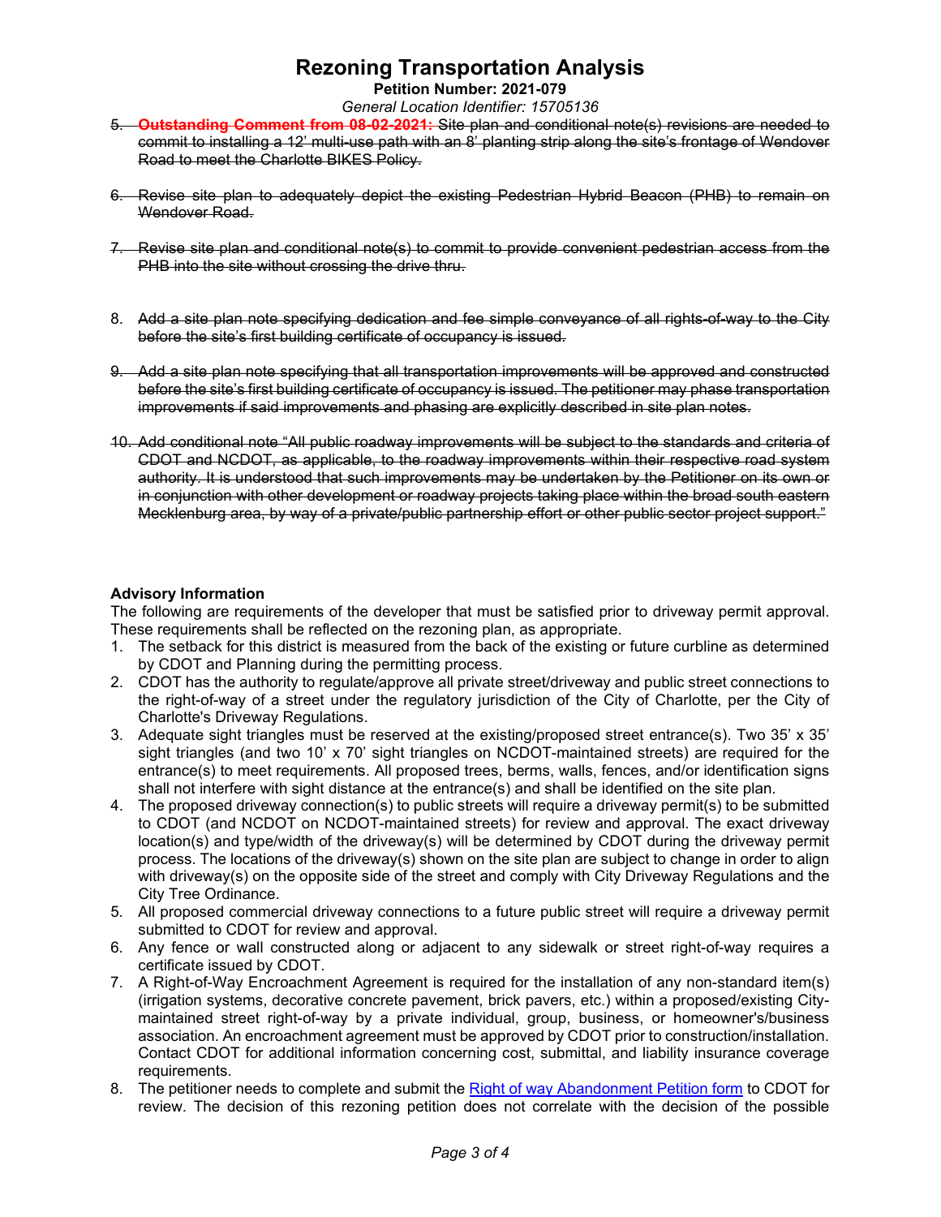# Rezoning Transportation Analysis

**Petition Number: 2021-079**

*General Location Identifier: 15705136*

5. ~~**Outstanding Comment from 08-02-2021:** Site plan and conditional note(s) revisions are needed to commit to installing a 12' multi-use path with an 8' planting strip along the site's frontage of Wendover Road to meet the Charlotte BIKES Policy.~~

6. ~~Revise site plan to adequately depict the existing Pedestrian Hybrid Beacon (PHB) to remain on Wendover Road.~~

7. ~~Revise site plan and conditional note(s) to commit to provide convenient pedestrian access from the PHB into the site without crossing the drive thru.~~

8. ~~Add a site plan note specifying dedication and fee simple conveyance of all rights-of-way to the City before the site's first building certificate of occupancy is issued.~~

9. ~~Add a site plan note specifying that all transportation improvements will be approved and constructed before the site's first building certificate of occupancy is issued. The petitioner may phase transportation improvements if said improvements and phasing are explicitly described in site plan notes.~~

10. ~~Add conditional note "All public roadway improvements will be subject to the standards and criteria of CDOT and NCDOT, as applicable, to the roadway improvements within their respective road system authority. It is understood that such improvements may be undertaken by the Petitioner on its own or in conjunction with other development or roadway projects taking place within the broad south eastern Mecklenburg area, by way of a private/public partnership effort or other public sector project support."~~

**Advisory Information**

The following are requirements of the developer that must be satisfied prior to driveway permit approval. These requirements shall be reflected on the rezoning plan, as appropriate.

1. The setback for this district is measured from the back of the existing or future curbline as determined by CDOT and Planning during the permitting process.
2. CDOT has the authority to regulate/approve all private street/driveway and public street connections to the right-of-way of a street under the regulatory jurisdiction of the City of Charlotte, per the City of Charlotte's Driveway Regulations.
3. Adequate sight triangles must be reserved at the existing/proposed street entrance(s). Two 35' x 35' sight triangles (and two 10' x 70' sight triangles on NCDOT-maintained streets) are required for the entrance(s) to meet requirements. All proposed trees, berms, walls, fences, and/or identification signs shall not interfere with sight distance at the entrance(s) and shall be identified on the site plan.
4. The proposed driveway connection(s) to public streets will require a driveway permit(s) to be submitted to CDOT (and NCDOT on NCDOT-maintained streets) for review and approval. The exact driveway location(s) and type/width of the driveway(s) will be determined by CDOT during the driveway permit process. The locations of the driveway(s) shown on the site plan are subject to change in order to align with driveway(s) on the opposite side of the street and comply with City Driveway Regulations and the City Tree Ordinance.
5. All proposed commercial driveway connections to a future public street will require a driveway permit submitted to CDOT for review and approval.
6. Any fence or wall constructed along or adjacent to any sidewalk or street right-of-way requires a certificate issued by CDOT.
7. A Right-of-Way Encroachment Agreement is required for the installation of any non-standard item(s) (irrigation systems, decorative concrete pavement, brick pavers, etc.) within a proposed/existing City-maintained street right-of-way by a private individual, group, business, or homeowner's/business association. An encroachment agreement must be approved by CDOT prior to construction/installation. Contact CDOT for additional information concerning cost, submittal, and liability insurance coverage requirements.
8. The petitioner needs to complete and submit the Right of way Abandonment Petition form to CDOT for review. The decision of this rezoning petition does not correlate with the decision of the possible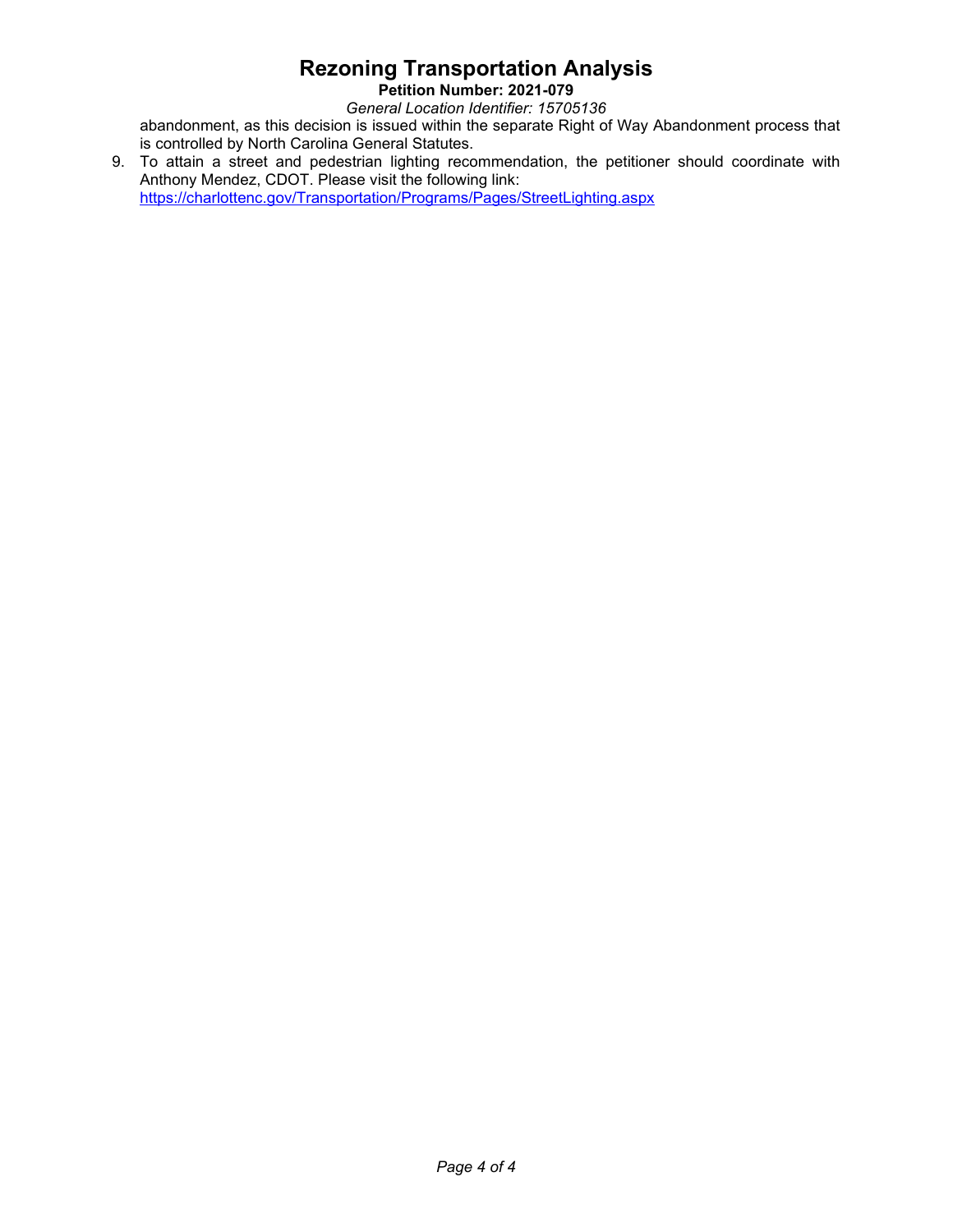abandonment, as this decision is issued within the separate Right of Way Abandonment process that is controlled by North Carolina General Statutes.

9. To attain a street and pedestrian lighting recommendation, the petitioner should coordinate with Anthony Mendez, CDOT. Please visit the following link: https://charlottenc.gov/Transportation/Programs/Pages/StreetLighting.aspx